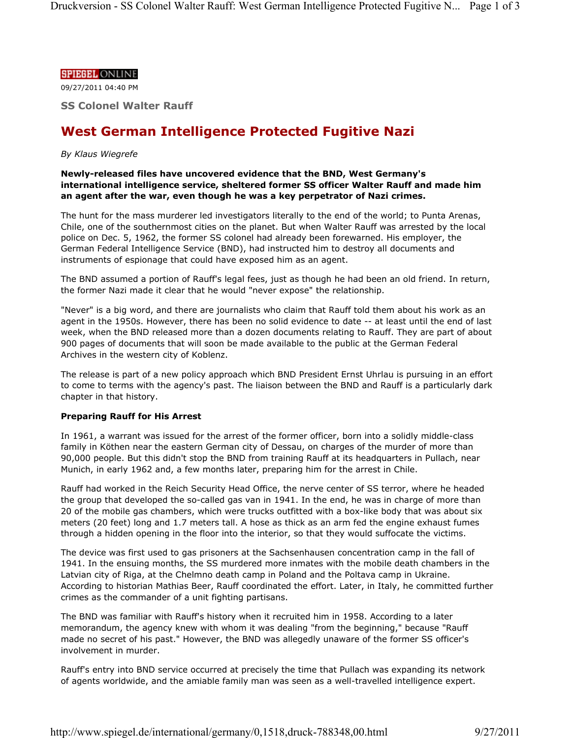SPIEGEL ONLINE

09/27/2011 04:40 PM

**SS Colonel Walter Rauff**

# West German Intelligence Protected Fugitive Nazi

*By Klaus Wiegrefe*

**Newly-released files have uncovered evidence that the BND, West Germany's international intelligence service, sheltered former SS officer Walter Rauff and made him an agent after the war, even though he was a key perpetrator of Nazi crimes.**

The hunt for the mass murderer led investigators literally to the end of the world; to Punta Arenas, Chile, one of the southernmost cities on the planet. But when Walter Rauff was arrested by the local police on Dec. 5, 1962, the former SS colonel had already been forewarned. His employer, the German Federal Intelligence Service (BND), had instructed him to destroy all documents and instruments of espionage that could have exposed him as an agent.

The BND assumed a portion of Rauff's legal fees, just as though he had been an old friend. In return, the former Nazi made it clear that he would "never expose" the relationship.

"Never" is a big word, and there are journalists who claim that Rauff told them about his work as an agent in the 1950s. However, there has been no solid evidence to date -- at least until the end of last week, when the BND released more than a dozen documents relating to Rauff. They are part of about 900 pages of documents that will soon be made available to the public at the German Federal Archives in the western city of Koblenz.

The release is part of a new policy approach which BND President Ernst Uhrlau is pursuing in an effort to come to terms with the agency's past. The liaison between the BND and Rauff is a particularly dark chapter in that history.

**Preparing Rauff for His Arrest**

In 1961, a warrant was issued for the arrest of the former officer, born into a solidly middle-class family in Köthen near the eastern German city of Dessau, on charges of the murder of more than 90,000 people. But this didn't stop the BND from training Rauff at its headquarters in Pullach, near Munich, in early 1962 and, a few months later, preparing him for the arrest in Chile.

Rauff had worked in the Reich Security Head Office, the nerve center of SS terror, where he headed the group that developed the so-called gas van in 1941. In the end, he was in charge of more than 20 of the mobile gas chambers, which were trucks outfitted with a box-like body that was about six meters (20 feet) long and 1.7 meters tall. A hose as thick as an arm fed the engine exhaust fumes through a hidden opening in the floor into the interior, so that they would suffocate the victims.

The device was first used to gas prisoners at the Sachsenhausen concentration camp in the fall of 1941. In the ensuing months, the SS murdered more inmates with the mobile death chambers in the Latvian city of Riga, at the Chelmno death camp in Poland and the Poltava camp in Ukraine. According to historian Mathias Beer, Rauff coordinated the effort. Later, in Italy, he committed further crimes as the commander of a unit fighting partisans.

The BND was familiar with Rauff's history when it recruited him in 1958. According to a later memorandum, the agency knew with whom it was dealing "from the beginning," because "Rauff made no secret of his past." However, the BND was allegedly unaware of the former SS officer's involvement in murder.

Rauff's entry into BND service occurred at precisely the time that Pullach was expanding its network of agents worldwide, and the amiable family man was seen as a well-travelled intelligence expert.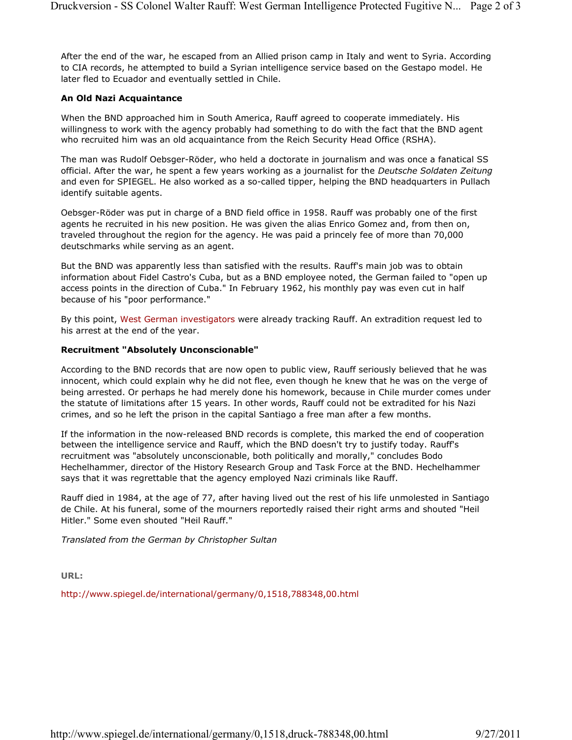After the end of the war, he escaped from an Allied prison camp in Italy and went to Syria. According to CIA records, he attempted to build a Syrian intelligence service based on the Gestapo model. He later fled to Ecuador and eventually settled in Chile.

**An Old Nazi Acquaintance**

When the BND approached him in South America, Rauff agreed to cooperate immediately. His willingness to work with the agency probably had something to do with the fact that the BND agent who recruited him was an old acquaintance from the Reich Security Head Office (RSHA).

The man was Rudolf Oebsger-Röder, who held a doctorate in journalism and was once a fanatical SS official. After the war, he spent a few years working as a journalist for the *Deutsche Soldaten Zeitung* and even for SPIEGEL. He also worked as a so-called tipper, helping the BND headquarters in Pullach identify suitable agents.

Oebsger-Röder was put in charge of a BND field office in 1958. Rauff was probably one of the first agents he recruited in his new position. He was given the alias Enrico Gomez and, from then on, traveled throughout the region for the agency. He was paid a princely fee of more than 70,000 deutschmarks while serving as an agent.

But the BND was apparently less than satisfied with the results. Rauff's main job was to obtain information about Fidel Castro's Cuba, but as a BND employee noted, the German failed to "open up access points in the direction of Cuba." In February 1962, his monthly pay was even cut in half because of his "poor performance."

By this point, West German investigators were already tracking Rauff. An extradition request led to his arrest at the end of the year.

**Recruitment "Absolutely Unconscionable"**

According to the BND records that are now open to public view, Rauff seriously believed that he was innocent, which could explain why he did not flee, even though he knew that he was on the verge of being arrested. Or perhaps he had merely done his homework, because in Chile murder comes under the statute of limitations after 15 years. In other words, Rauff could not be extradited for his Nazi crimes, and so he left the prison in the capital Santiago a free man after a few months.

If the information in the now-released BND records is complete, this marked the end of cooperation between the intelligence service and Rauff, which the BND doesn't try to justify today. Rauff's recruitment was "absolutely unconscionable, both politically and morally," concludes Bodo Hechelhammer, director of the History Research Group and Task Force at the BND. Hechelhammer says that it was regrettable that the agency employed Nazi criminals like Rauff.

Rauff died in 1984, at the age of 77, after having lived out the rest of his life unmolested in Santiago de Chile. At his funeral, some of the mourners reportedly raised their right arms and shouted "Heil Hitler." Some even shouted "Heil Rauff."

*Translated from the German by Christopher Sultan*

**URL:**

http://www.spiegel.de/international/germany/0,1518,788348,00.html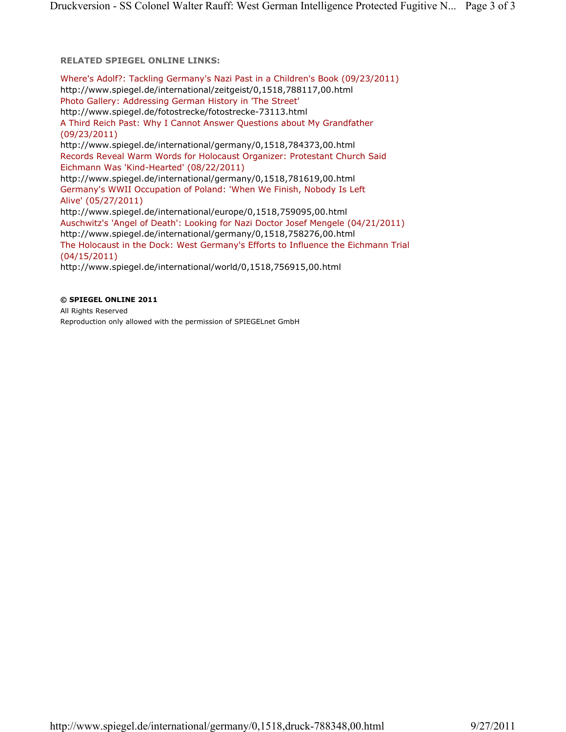**RELATED SPIEGEL ONLINE LINKS:**

Where's Adolf?: Tackling Germany's Nazi Past in a Children's Book (09/23/2011)
http://www.spiegel.de/international/zeitgeist/0,1518,788117,00.html
Photo Gallery: Addressing German History in 'The Street'
http://www.spiegel.de/fotostrecke/fotostrecke-73113.html
A Third Reich Past: Why I Cannot Answer Questions about My Grandfather (09/23/2011)
http://www.spiegel.de/international/germany/0,1518,784373,00.html
Records Reveal Warm Words for Holocaust Organizer: Protestant Church Said Eichmann Was 'Kind-Hearted' (08/22/2011)
http://www.spiegel.de/international/germany/0,1518,781619,00.html
Germany's WWII Occupation of Poland: 'When We Finish, Nobody Is Left Alive' (05/27/2011)
http://www.spiegel.de/international/europe/0,1518,759095,00.html
Auschwitz's 'Angel of Death': Looking for Nazi Doctor Josef Mengele (04/21/2011)
http://www.spiegel.de/international/germany/0,1518,758276,00.html
The Holocaust in the Dock: West Germany's Efforts to Influence the Eichmann Trial (04/15/2011)
http://www.spiegel.de/international/world/0,1518,756915,00.html

**© SPIEGEL ONLINE 2011**
All Rights Reserved
Reproduction only allowed with the permission of SPIEGELnet GmbH